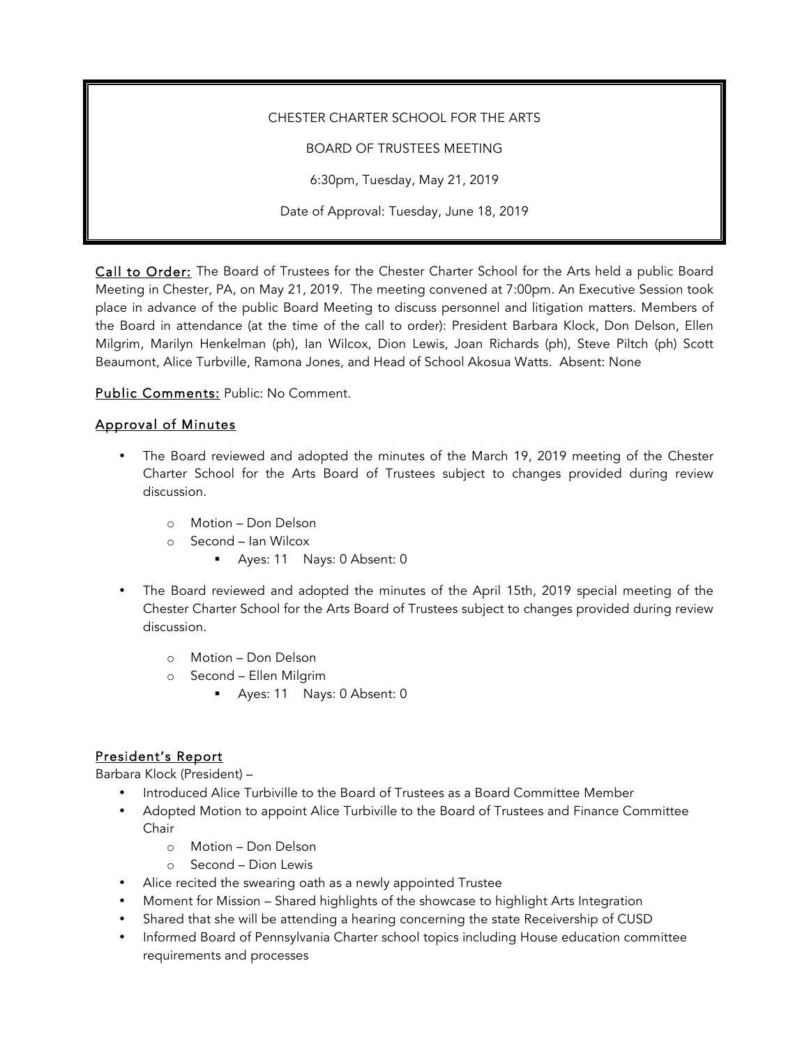CHESTER CHARTER SCHOOL FOR THE ARTS

BOARD OF TRUSTEES MEETING

6:30pm, Tuesday, May 21, 2019

Date of Approval: Tuesday, June 18, 2019

<u>Call to Order:</u> The Board of Trustees for the Chester Charter School for the Arts held a public Board Meeting in Chester, PA, on May 21, 2019. The meeting convened at 7:00pm. An Executive Session took place in advance of the public Board Meeting to discuss personnel and litigation matters. Members of the Board in attendance (at the time of the call to order): President Barbara Klock, Don Delson, Ellen Milgrim, Marilyn Henkelman (ph), Ian Wilcox, Dion Lewis, Joan Richards (ph), Steve Piltch (ph) Scott Beaumont, Alice Turbville, Ramona Jones, and Head of School Akosua Watts. Absent: None

<u>Public Comments:</u> Public: No Comment.

## Approval of Minutes

- The Board reviewed and adopted the minutes of the March 19, 2019 meeting of the Chester Charter School for the Arts Board of Trustees subject to changes provided during review discussion.
  - Motion – Don Delson
  - Second – Ian Wilcox
    - Ayes: 11 Nays: 0 Absent: 0
- The Board reviewed and adopted the minutes of the April 15th, 2019 special meeting of the Chester Charter School for the Arts Board of Trustees subject to changes provided during review discussion.
  - Motion – Don Delson
  - Second – Ellen Milgrim
    - Ayes: 11 Nays: 0 Absent: 0

## President's Report

Barbara Klock (President) –

- Introduced Alice Turbiville to the Board of Trustees as a Board Committee Member
- Adopted Motion to appoint Alice Turbiville to the Board of Trustees and Finance Committee Chair
  - Motion – Don Delson
  - Second – Dion Lewis
- Alice recited the swearing oath as a newly appointed Trustee
- Moment for Mission – Shared highlights of the showcase to highlight Arts Integration
- Shared that she will be attending a hearing concerning the state Receivership of CUSD
- Informed Board of Pennsylvania Charter school topics including House education committee requirements and processes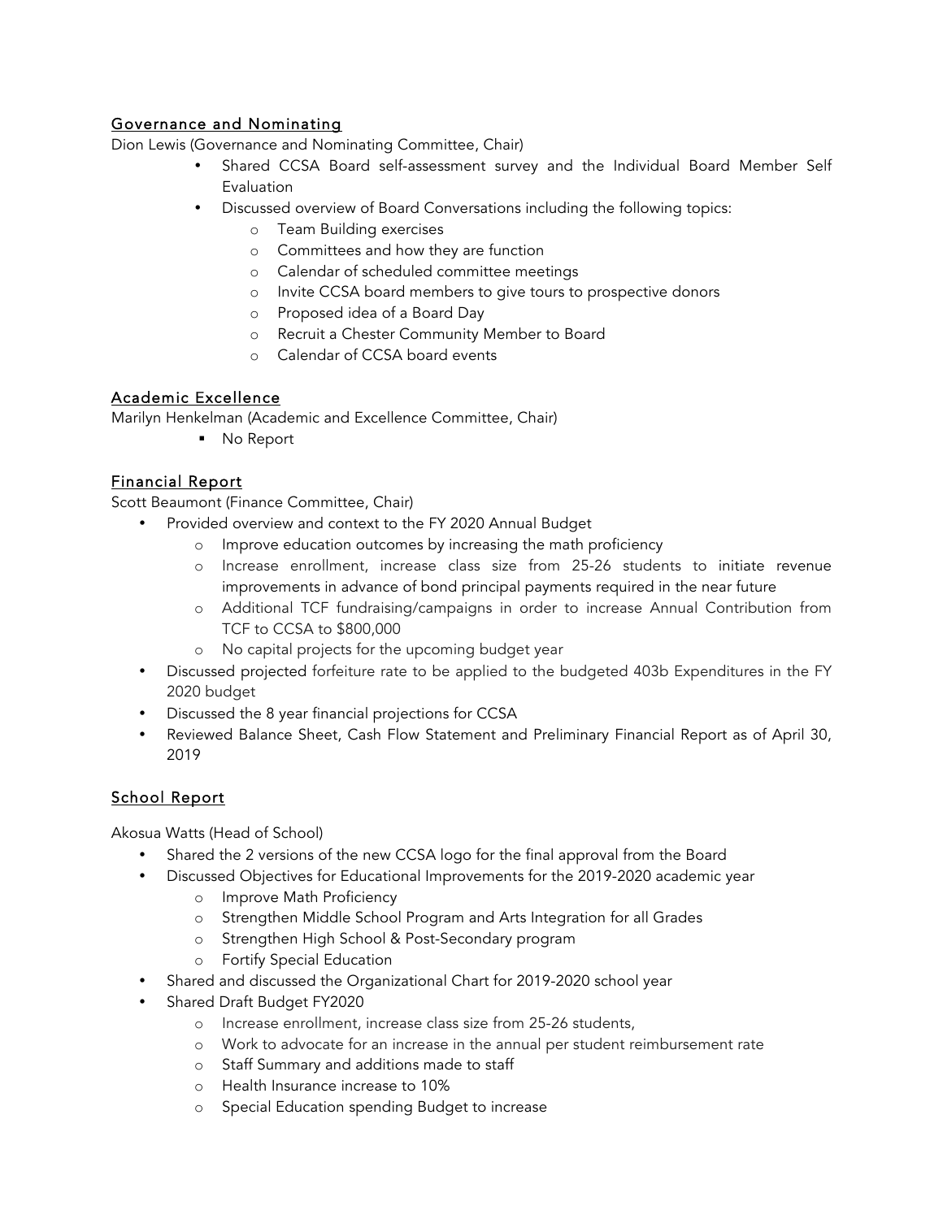## Governance and Nominating

Dion Lewis (Governance and Nominating Committee, Chair)

- Shared CCSA Board self-assessment survey and the Individual Board Member Self Evaluation
- Discussed overview of Board Conversations including the following topics:
  - Team Building exercises
  - Committees and how they are function
  - Calendar of scheduled committee meetings
  - Invite CCSA board members to give tours to prospective donors
  - Proposed idea of a Board Day
  - Recruit a Chester Community Member to Board
  - Calendar of CCSA board events

## Academic Excellence

Marilyn Henkelman (Academic and Excellence Committee, Chair)

- No Report

## Financial Report

Scott Beaumont (Finance Committee, Chair)

- Provided overview and context to the FY 2020 Annual Budget
  - Improve education outcomes by increasing the math proficiency
  - Increase enrollment, increase class size from 25-26 students to initiate revenue improvements in advance of bond principal payments required in the near future
  - Additional TCF fundraising/campaigns in order to increase Annual Contribution from TCF to CCSA to $800,000
  - No capital projects for the upcoming budget year
- Discussed projected forfeiture rate to be applied to the budgeted 403b Expenditures in the FY 2020 budget
- Discussed the 8 year financial projections for CCSA
- Reviewed Balance Sheet, Cash Flow Statement and Preliminary Financial Report as of April 30, 2019

## School Report

Akosua Watts (Head of School)

- Shared the 2 versions of the new CCSA logo for the final approval from the Board
- Discussed Objectives for Educational Improvements for the 2019-2020 academic year
  - Improve Math Proficiency
  - Strengthen Middle School Program and Arts Integration for all Grades
  - Strengthen High School & Post-Secondary program
  - Fortify Special Education
- Shared and discussed the Organizational Chart for 2019-2020 school year
- Shared Draft Budget FY2020
  - Increase enrollment, increase class size from 25-26 students,
  - Work to advocate for an increase in the annual per student reimbursement rate
  - Staff Summary and additions made to staff
  - Health Insurance increase to 10%
  - Special Education spending Budget to increase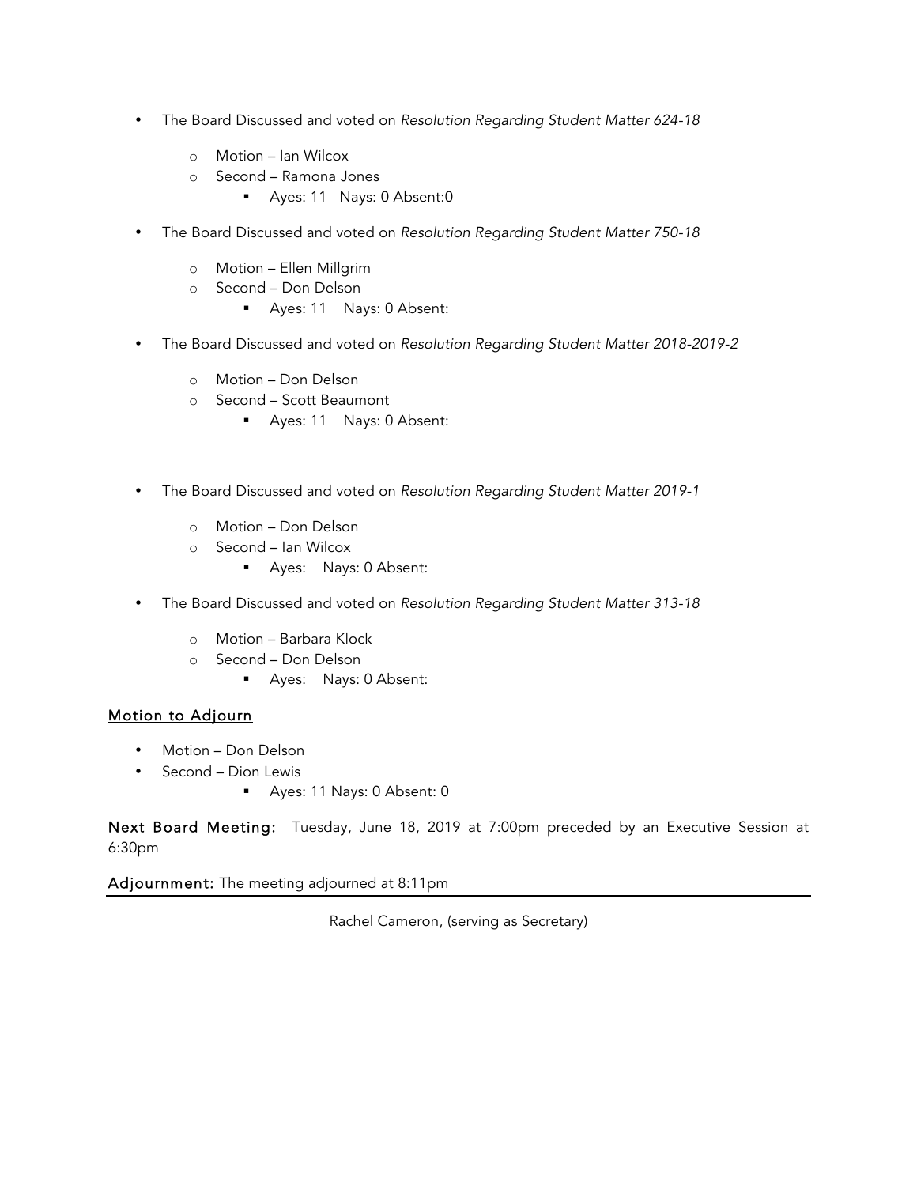- The Board Discussed and voted on *Resolution Regarding Student Matter 624-18*
    - Motion – Ian Wilcox
    - Second – Ramona Jones
        - Ayes: 11   Nays: 0 Absent:0
- The Board Discussed and voted on *Resolution Regarding Student Matter 750-18*
    - Motion – Ellen Millgrim
    - Second – Don Delson
        - Ayes: 11    Nays: 0 Absent:
- The Board Discussed and voted on *Resolution Regarding Student Matter 2018-2019-2*
    - Motion – Don Delson
    - Second – Scott Beaumont
        - Ayes: 11    Nays: 0 Absent:
- The Board Discussed and voted on *Resolution Regarding Student Matter 2019-1*
    - Motion – Don Delson
    - Second – Ian Wilcox
        - Ayes:    Nays: 0 Absent:
- The Board Discussed and voted on *Resolution Regarding Student Matter 313-18*
    - Motion – Barbara Klock
    - Second – Don Delson
        - Ayes:    Nays: 0 Absent:

## Motion to Adjourn

- Motion – Don Delson
- Second – Dion Lewis
    - Ayes: 11 Nays: 0 Absent: 0

**Next Board Meeting:** Tuesday, June 18, 2019 at 7:00pm preceded by an Executive Session at 6:30pm

**Adjournment:** The meeting adjourned at 8:11pm

Rachel Cameron, (serving as Secretary)